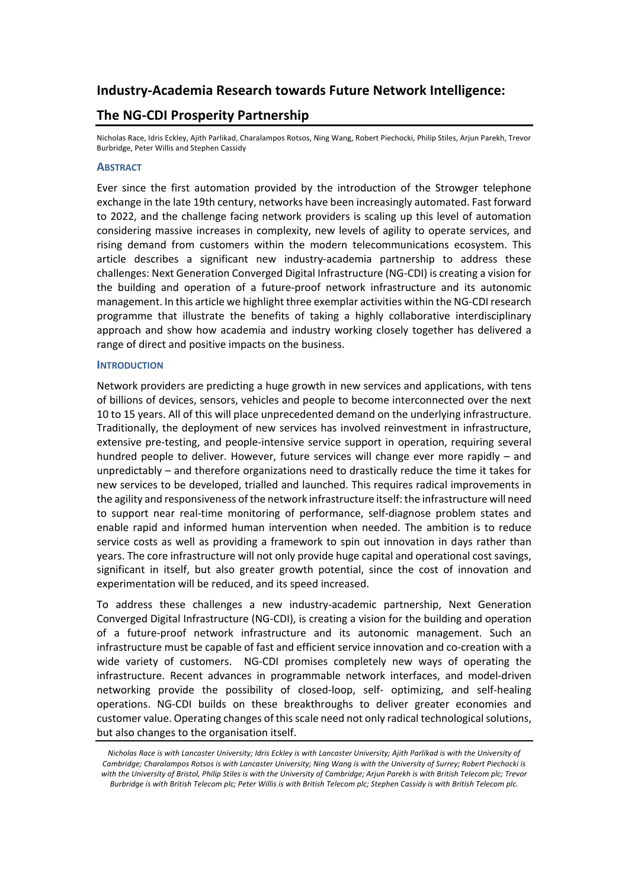# Industry-Academia Research towards Future Network Intelligence: The NG-CDI Prosperity Partnership

Nicholas Race, Idris Eckley, Ajith Parlikad, Charalampos Rotsos, Ning Wang, Robert Piechocki, Philip Stiles, Arjun Parekh, Trevor Burbridge, Peter Willis and Stephen Cassidy

## ABSTRACT

Ever since the first automation provided by the introduction of the Strowger telephone exchange in the late 19th century, networks have been increasingly automated. Fast forward to 2022, and the challenge facing network providers is scaling up this level of automation considering massive increases in complexity, new levels of agility to operate services, and rising demand from customers within the modern telecommunications ecosystem. This article describes a significant new industry-academia partnership to address these challenges: Next Generation Converged Digital Infrastructure (NG-CDI) is creating a vision for the building and operation of a future-proof network infrastructure and its autonomic management. In this article we highlight three exemplar activities within the NG-CDI research programme that illustrate the benefits of taking a highly collaborative interdisciplinary approach and show how academia and industry working closely together has delivered a range of direct and positive impacts on the business.

## INTRODUCTION

Network providers are predicting a huge growth in new services and applications, with tens of billions of devices, sensors, vehicles and people to become interconnected over the next 10 to 15 years. All of this will place unprecedented demand on the underlying infrastructure. Traditionally, the deployment of new services has involved reinvestment in infrastructure, extensive pre-testing, and people-intensive service support in operation, requiring several hundred people to deliver. However, future services will change ever more rapidly – and unpredictably – and therefore organizations need to drastically reduce the time it takes for new services to be developed, trialled and launched. This requires radical improvements in the agility and responsiveness of the network infrastructure itself: the infrastructure will need to support near real-time monitoring of performance, self-diagnose problem states and enable rapid and informed human intervention when needed. The ambition is to reduce service costs as well as providing a framework to spin out innovation in days rather than years. The core infrastructure will not only provide huge capital and operational cost savings, significant in itself, but also greater growth potential, since the cost of innovation and experimentation will be reduced, and its speed increased.

To address these challenges a new industry-academic partnership, Next Generation Converged Digital Infrastructure (NG-CDI), is creating a vision for the building and operation of a future-proof network infrastructure and its autonomic management. Such an infrastructure must be capable of fast and efficient service innovation and co-creation with a wide variety of customers. NG-CDI promises completely new ways of operating the infrastructure. Recent advances in programmable network interfaces, and model-driven networking provide the possibility of closed-loop, self- optimizing, and self-healing operations. NG-CDI builds on these breakthroughs to deliver greater economies and customer value. Operating changes of this scale need not only radical technological solutions, but also changes to the organisation itself.

*Nicholas Race is with Lancaster University; Idris Eckley is with Lancaster University; Ajith Parlikad is with the University of Cambridge; Charalampos Rotsos is with Lancaster University; Ning Wang is with the University of Surrey; Robert Piechocki is with the University of Bristol, Philip Stiles is with the University of Cambridge; Arjun Parekh is with British Telecom plc; Trevor Burbridge is with British Telecom plc; Peter Willis is with British Telecom plc; Stephen Cassidy is with British Telecom plc.*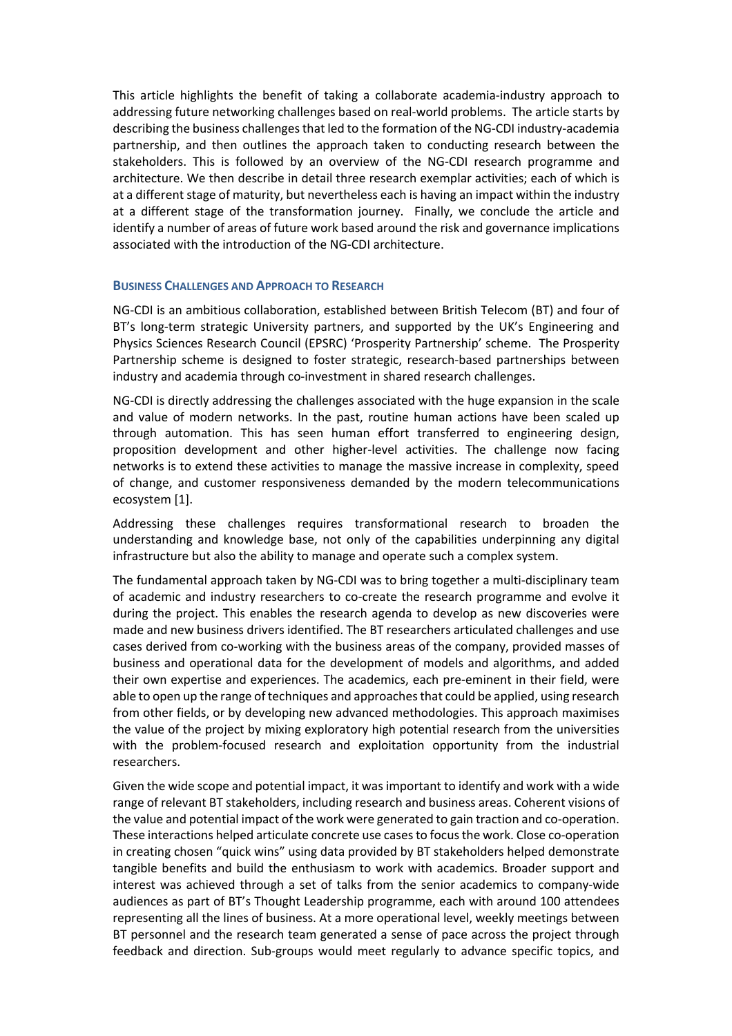This article highlights the benefit of taking a collaborate academia-industry approach to addressing future networking challenges based on real-world problems. The article starts by describing the business challenges that led to the formation of the NG-CDI industry-academia partnership, and then outlines the approach taken to conducting research between the stakeholders. This is followed by an overview of the NG-CDI research programme and architecture. We then describe in detail three research exemplar activities; each of which is at a different stage of maturity, but nevertheless each is having an impact within the industry at a different stage of the transformation journey. Finally, we conclude the article and identify a number of areas of future work based around the risk and governance implications associated with the introduction of the NG-CDI architecture.

## Business Challenges and Approach to Research

NG-CDI is an ambitious collaboration, established between British Telecom (BT) and four of BT's long-term strategic University partners, and supported by the UK's Engineering and Physics Sciences Research Council (EPSRC) 'Prosperity Partnership' scheme. The Prosperity Partnership scheme is designed to foster strategic, research-based partnerships between industry and academia through co-investment in shared research challenges.

NG-CDI is directly addressing the challenges associated with the huge expansion in the scale and value of modern networks. In the past, routine human actions have been scaled up through automation. This has seen human effort transferred to engineering design, proposition development and other higher-level activities. The challenge now facing networks is to extend these activities to manage the massive increase in complexity, speed of change, and customer responsiveness demanded by the modern telecommunications ecosystem [1].

Addressing these challenges requires transformational research to broaden the understanding and knowledge base, not only of the capabilities underpinning any digital infrastructure but also the ability to manage and operate such a complex system.

The fundamental approach taken by NG-CDI was to bring together a multi-disciplinary team of academic and industry researchers to co-create the research programme and evolve it during the project. This enables the research agenda to develop as new discoveries were made and new business drivers identified. The BT researchers articulated challenges and use cases derived from co-working with the business areas of the company, provided masses of business and operational data for the development of models and algorithms, and added their own expertise and experiences. The academics, each pre-eminent in their field, were able to open up the range of techniques and approaches that could be applied, using research from other fields, or by developing new advanced methodologies. This approach maximises the value of the project by mixing exploratory high potential research from the universities with the problem-focused research and exploitation opportunity from the industrial researchers.

Given the wide scope and potential impact, it was important to identify and work with a wide range of relevant BT stakeholders, including research and business areas. Coherent visions of the value and potential impact of the work were generated to gain traction and co-operation. These interactions helped articulate concrete use cases to focus the work. Close co-operation in creating chosen "quick wins" using data provided by BT stakeholders helped demonstrate tangible benefits and build the enthusiasm to work with academics. Broader support and interest was achieved through a set of talks from the senior academics to company-wide audiences as part of BT's Thought Leadership programme, each with around 100 attendees representing all the lines of business. At a more operational level, weekly meetings between BT personnel and the research team generated a sense of pace across the project through feedback and direction. Sub-groups would meet regularly to advance specific topics, and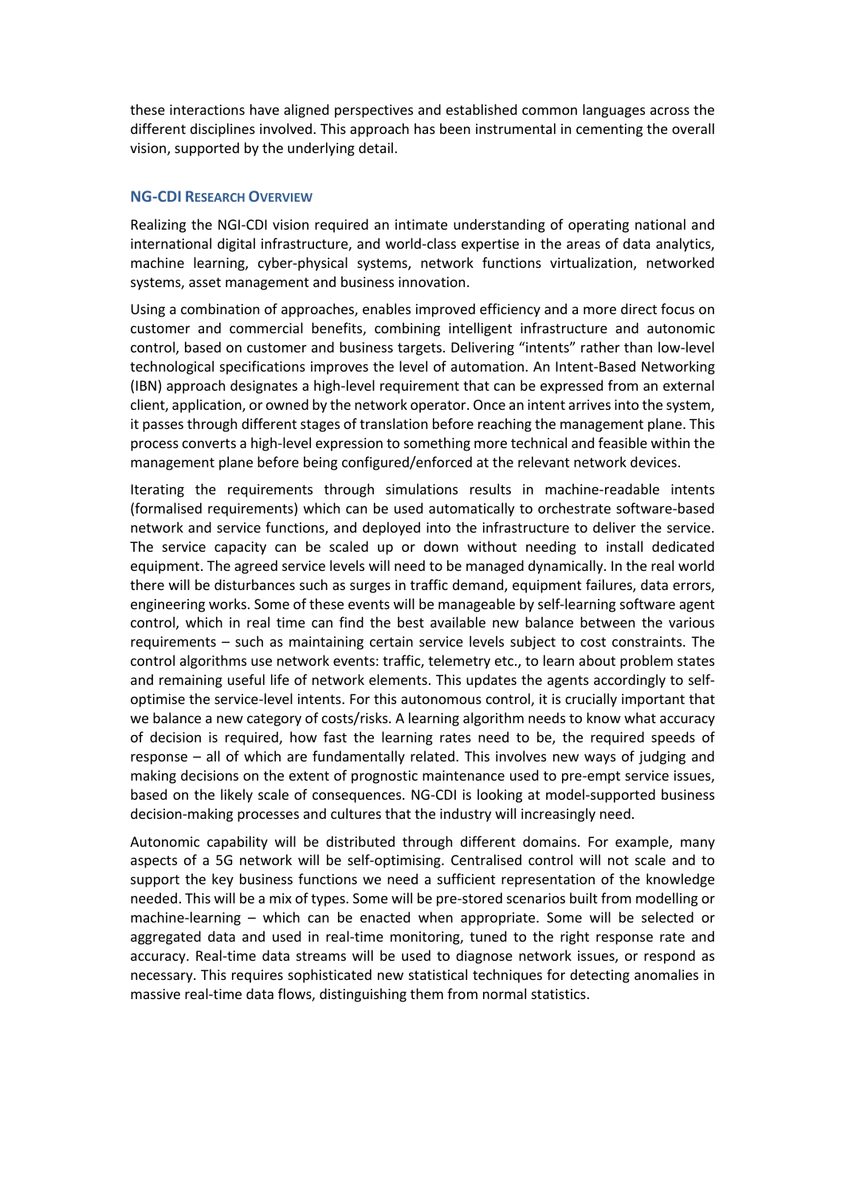these interactions have aligned perspectives and established common languages across the different disciplines involved. This approach has been instrumental in cementing the overall vision, supported by the underlying detail.

## NG-CDI Research Overview

Realizing the NGI-CDI vision required an intimate understanding of operating national and international digital infrastructure, and world-class expertise in the areas of data analytics, machine learning, cyber-physical systems, network functions virtualization, networked systems, asset management and business innovation.

Using a combination of approaches, enables improved efficiency and a more direct focus on customer and commercial benefits, combining intelligent infrastructure and autonomic control, based on customer and business targets. Delivering "intents" rather than low-level technological specifications improves the level of automation. An Intent-Based Networking (IBN) approach designates a high-level requirement that can be expressed from an external client, application, or owned by the network operator. Once an intent arrives into the system, it passes through different stages of translation before reaching the management plane. This process converts a high-level expression to something more technical and feasible within the management plane before being configured/enforced at the relevant network devices.

Iterating the requirements through simulations results in machine-readable intents (formalised requirements) which can be used automatically to orchestrate software-based network and service functions, and deployed into the infrastructure to deliver the service. The service capacity can be scaled up or down without needing to install dedicated equipment. The agreed service levels will need to be managed dynamically. In the real world there will be disturbances such as surges in traffic demand, equipment failures, data errors, engineering works. Some of these events will be manageable by self-learning software agent control, which in real time can find the best available new balance between the various requirements – such as maintaining certain service levels subject to cost constraints. The control algorithms use network events: traffic, telemetry etc., to learn about problem states and remaining useful life of network elements. This updates the agents accordingly to self-optimise the service-level intents. For this autonomous control, it is crucially important that we balance a new category of costs/risks. A learning algorithm needs to know what accuracy of decision is required, how fast the learning rates need to be, the required speeds of response – all of which are fundamentally related. This involves new ways of judging and making decisions on the extent of prognostic maintenance used to pre-empt service issues, based on the likely scale of consequences. NG-CDI is looking at model-supported business decision-making processes and cultures that the industry will increasingly need.

Autonomic capability will be distributed through different domains. For example, many aspects of a 5G network will be self-optimising. Centralised control will not scale and to support the key business functions we need a sufficient representation of the knowledge needed. This will be a mix of types. Some will be pre-stored scenarios built from modelling or machine-learning – which can be enacted when appropriate. Some will be selected or aggregated data and used in real-time monitoring, tuned to the right response rate and accuracy. Real-time data streams will be used to diagnose network issues, or respond as necessary. This requires sophisticated new statistical techniques for detecting anomalies in massive real-time data flows, distinguishing them from normal statistics.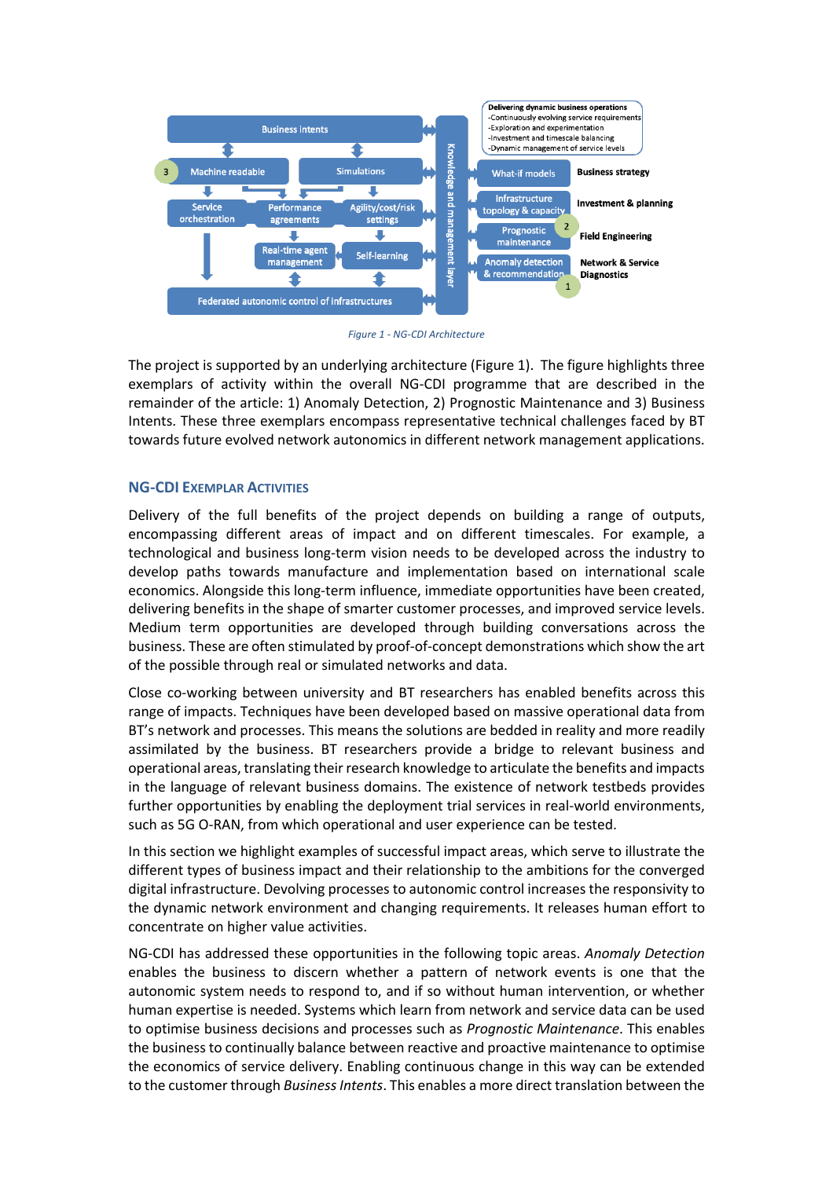Figure 1 - NG-CDI Architecture

The project is supported by an underlying architecture (Figure 1). The figure highlights three exemplars of activity within the overall NG-CDI programme that are described in the remainder of the article: 1) Anomaly Detection, 2) Prognostic Maintenance and 3) Business Intents. These three exemplars encompass representative technical challenges faced by BT towards future evolved network autonomics in different network management applications.

## NG-CDI Exemplar Activities

Delivery of the full benefits of the project depends on building a range of outputs, encompassing different areas of impact and on different timescales. For example, a technological and business long-term vision needs to be developed across the industry to develop paths towards manufacture and implementation based on international scale economics. Alongside this long-term influence, immediate opportunities have been created, delivering benefits in the shape of smarter customer processes, and improved service levels. Medium term opportunities are developed through building conversations across the business. These are often stimulated by proof-of-concept demonstrations which show the art of the possible through real or simulated networks and data.

Close co-working between university and BT researchers has enabled benefits across this range of impacts. Techniques have been developed based on massive operational data from BT's network and processes. This means the solutions are bedded in reality and more readily assimilated by the business. BT researchers provide a bridge to relevant business and operational areas, translating their research knowledge to articulate the benefits and impacts in the language of relevant business domains. The existence of network testbeds provides further opportunities by enabling the deployment trial services in real-world environments, such as 5G O-RAN, from which operational and user experience can be tested.

In this section we highlight examples of successful impact areas, which serve to illustrate the different types of business impact and their relationship to the ambitions for the converged digital infrastructure. Devolving processes to autonomic control increases the responsivity to the dynamic network environment and changing requirements. It releases human effort to concentrate on higher value activities.

NG-CDI has addressed these opportunities in the following topic areas. *Anomaly Detection* enables the business to discern whether a pattern of network events is one that the autonomic system needs to respond to, and if so without human intervention, or whether human expertise is needed. Systems which learn from network and service data can be used to optimise business decisions and processes such as *Prognostic Maintenance*. This enables the business to continually balance between reactive and proactive maintenance to optimise the economics of service delivery. Enabling continuous change in this way can be extended to the customer through *Business Intents*. This enables a more direct translation between the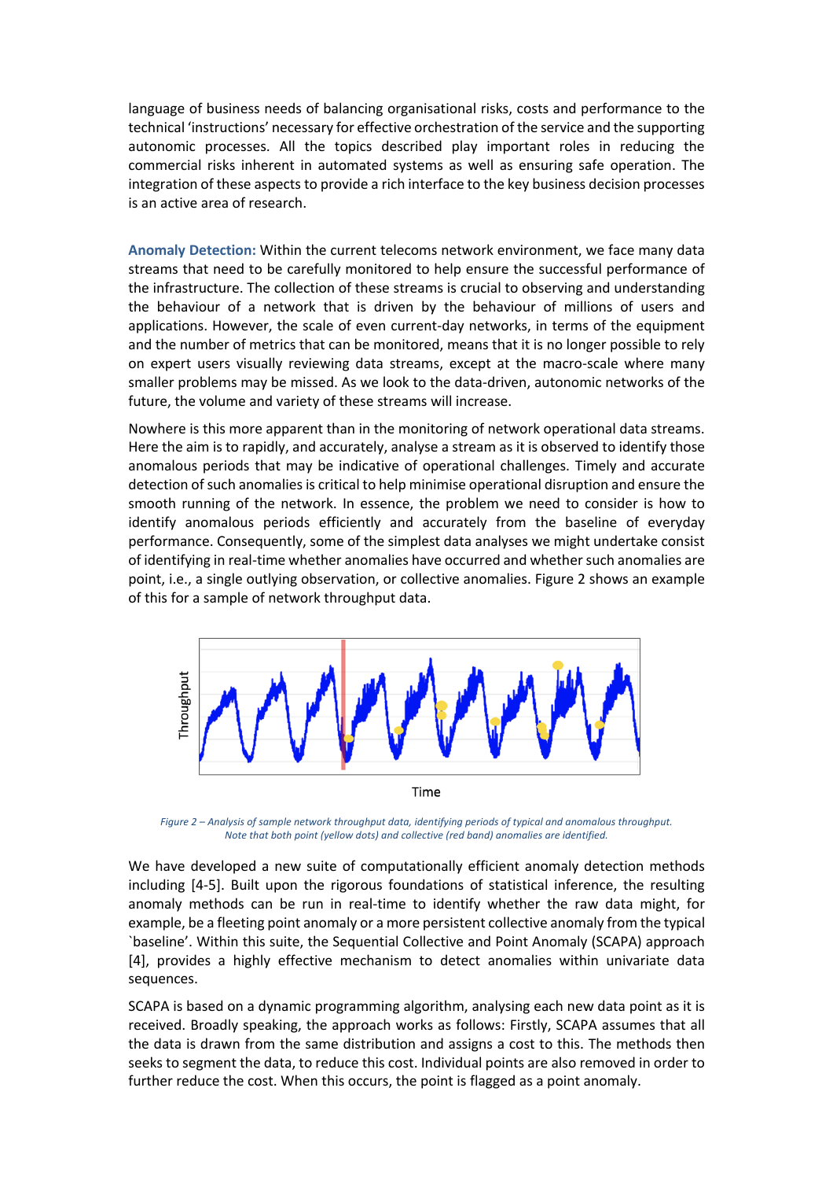language of business needs of balancing organisational risks, costs and performance to the technical 'instructions' necessary for effective orchestration of the service and the supporting autonomic processes. All the topics described play important roles in reducing the commercial risks inherent in automated systems as well as ensuring safe operation. The integration of these aspects to provide a rich interface to the key business decision processes is an active area of research.

**Anomaly Detection:** Within the current telecoms network environment, we face many data streams that need to be carefully monitored to help ensure the successful performance of the infrastructure. The collection of these streams is crucial to observing and understanding the behaviour of a network that is driven by the behaviour of millions of users and applications. However, the scale of even current-day networks, in terms of the equipment and the number of metrics that can be monitored, means that it is no longer possible to rely on expert users visually reviewing data streams, except at the macro-scale where many smaller problems may be missed. As we look to the data-driven, autonomic networks of the future, the volume and variety of these streams will increase.

Nowhere is this more apparent than in the monitoring of network operational data streams. Here the aim is to rapidly, and accurately, analyse a stream as it is observed to identify those anomalous periods that may be indicative of operational challenges. Timely and accurate detection of such anomalies is critical to help minimise operational disruption and ensure the smooth running of the network. In essence, the problem we need to consider is how to identify anomalous periods efficiently and accurately from the baseline of everyday performance. Consequently, some of the simplest data analyses we might undertake consist of identifying in real-time whether anomalies have occurred and whether such anomalies are point, i.e., a single outlying observation, or collective anomalies. Figure 2 shows an example of this for a sample of network throughput data.

*Figure 2 – Analysis of sample network throughput data, identifying periods of typical and anomalous throughput. Note that both point (yellow dots) and collective (red band) anomalies are identified.*

We have developed a new suite of computationally efficient anomaly detection methods including [4-5]. Built upon the rigorous foundations of statistical inference, the resulting anomaly methods can be run in real-time to identify whether the raw data might, for example, be a fleeting point anomaly or a more persistent collective anomaly from the typical `baseline'. Within this suite, the Sequential Collective and Point Anomaly (SCAPA) approach [4], provides a highly effective mechanism to detect anomalies within univariate data sequences.

SCAPA is based on a dynamic programming algorithm, analysing each new data point as it is received. Broadly speaking, the approach works as follows: Firstly, SCAPA assumes that all the data is drawn from the same distribution and assigns a cost to this. The methods then seeks to segment the data, to reduce this cost. Individual points are also removed in order to further reduce the cost. When this occurs, the point is flagged as a point anomaly.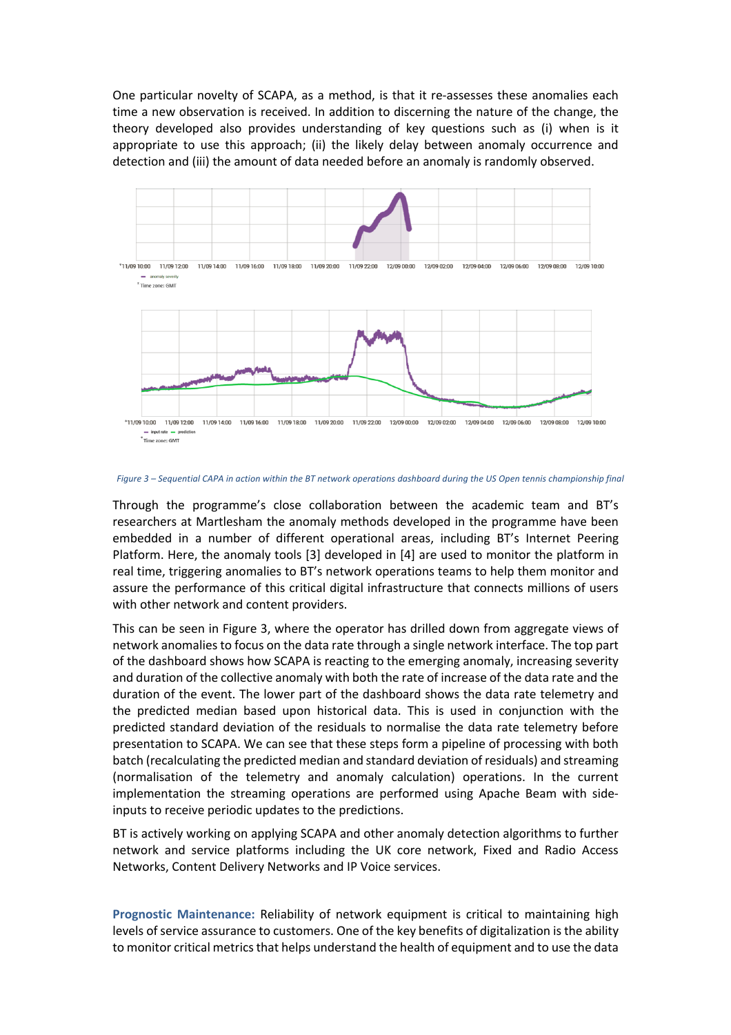One particular novelty of SCAPA, as a method, is that it re-assesses these anomalies each time a new observation is received. In addition to discerning the nature of the change, the theory developed also provides understanding of key questions such as (i) when is it appropriate to use this approach; (ii) the likely delay between anomaly occurrence and detection and (iii) the amount of data needed before an anomaly is randomly observed.

*Figure 3 – Sequential CAPA in action within the BT network operations dashboard during the US Open tennis championship final*

Through the programme's close collaboration between the academic team and BT's researchers at Martlesham the anomaly methods developed in the programme have been embedded in a number of different operational areas, including BT's Internet Peering Platform. Here, the anomaly tools [3] developed in [4] are used to monitor the platform in real time, triggering anomalies to BT's network operations teams to help them monitor and assure the performance of this critical digital infrastructure that connects millions of users with other network and content providers.

This can be seen in Figure 3, where the operator has drilled down from aggregate views of network anomalies to focus on the data rate through a single network interface. The top part of the dashboard shows how SCAPA is reacting to the emerging anomaly, increasing severity and duration of the collective anomaly with both the rate of increase of the data rate and the duration of the event. The lower part of the dashboard shows the data rate telemetry and the predicted median based upon historical data. This is used in conjunction with the predicted standard deviation of the residuals to normalise the data rate telemetry before presentation to SCAPA. We can see that these steps form a pipeline of processing with both batch (recalculating the predicted median and standard deviation of residuals) and streaming (normalisation of the telemetry and anomaly calculation) operations. In the current implementation the streaming operations are performed using Apache Beam with side-inputs to receive periodic updates to the predictions.

BT is actively working on applying SCAPA and other anomaly detection algorithms to further network and service platforms including the UK core network, Fixed and Radio Access Networks, Content Delivery Networks and IP Voice services.

**Prognostic Maintenance:** Reliability of network equipment is critical to maintaining high levels of service assurance to customers. One of the key benefits of digitalization is the ability to monitor critical metrics that helps understand the health of equipment and to use the data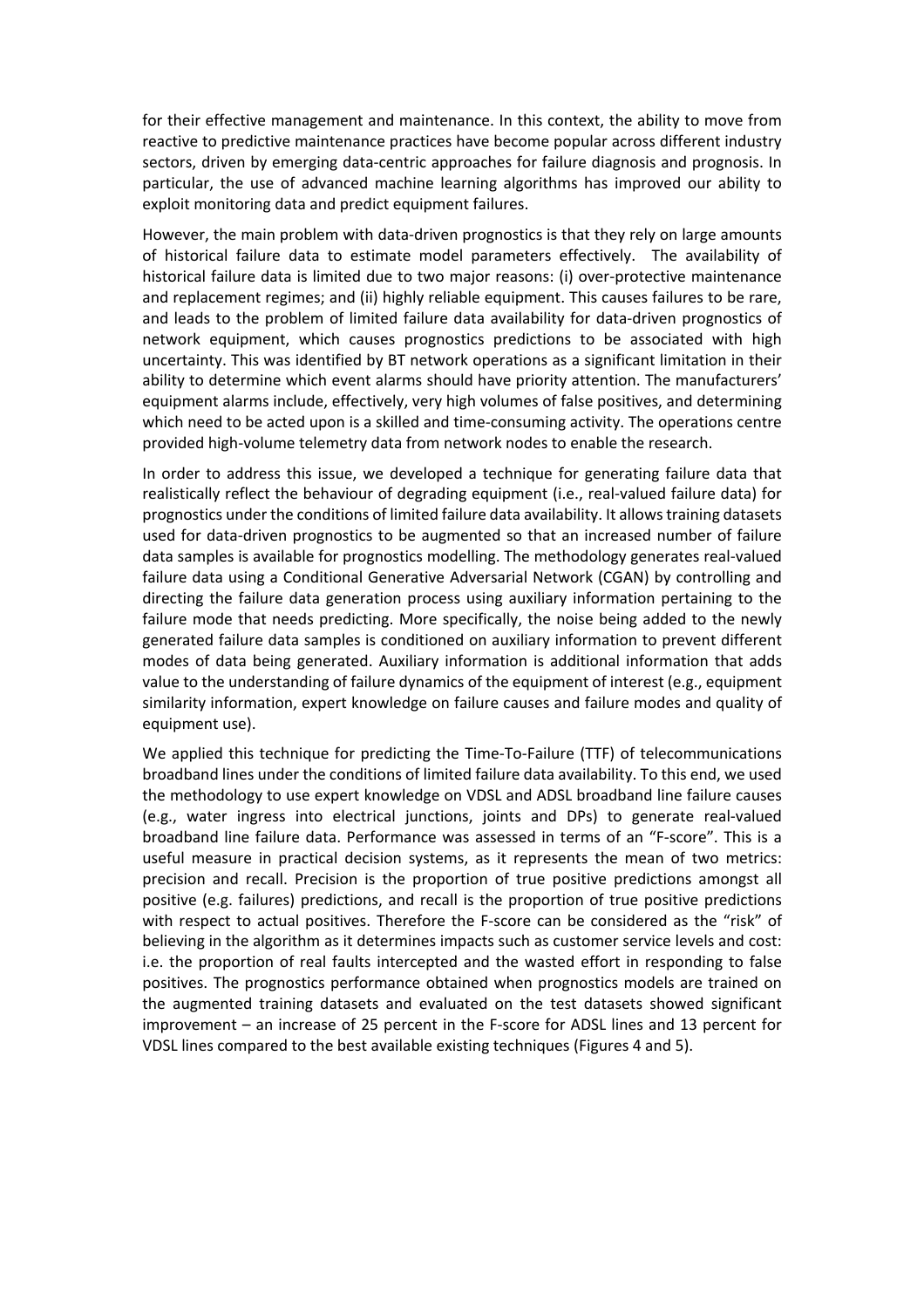for their effective management and maintenance. In this context, the ability to move from reactive to predictive maintenance practices have become popular across different industry sectors, driven by emerging data-centric approaches for failure diagnosis and prognosis. In particular, the use of advanced machine learning algorithms has improved our ability to exploit monitoring data and predict equipment failures.

However, the main problem with data-driven prognostics is that they rely on large amounts of historical failure data to estimate model parameters effectively. The availability of historical failure data is limited due to two major reasons: (i) over-protective maintenance and replacement regimes; and (ii) highly reliable equipment. This causes failures to be rare, and leads to the problem of limited failure data availability for data-driven prognostics of network equipment, which causes prognostics predictions to be associated with high uncertainty. This was identified by BT network operations as a significant limitation in their ability to determine which event alarms should have priority attention. The manufacturers' equipment alarms include, effectively, very high volumes of false positives, and determining which need to be acted upon is a skilled and time-consuming activity. The operations centre provided high-volume telemetry data from network nodes to enable the research.

In order to address this issue, we developed a technique for generating failure data that realistically reflect the behaviour of degrading equipment (i.e., real-valued failure data) for prognostics under the conditions of limited failure data availability. It allows training datasets used for data-driven prognostics to be augmented so that an increased number of failure data samples is available for prognostics modelling. The methodology generates real-valued failure data using a Conditional Generative Adversarial Network (CGAN) by controlling and directing the failure data generation process using auxiliary information pertaining to the failure mode that needs predicting. More specifically, the noise being added to the newly generated failure data samples is conditioned on auxiliary information to prevent different modes of data being generated. Auxiliary information is additional information that adds value to the understanding of failure dynamics of the equipment of interest (e.g., equipment similarity information, expert knowledge on failure causes and failure modes and quality of equipment use).

We applied this technique for predicting the Time-To-Failure (TTF) of telecommunications broadband lines under the conditions of limited failure data availability. To this end, we used the methodology to use expert knowledge on VDSL and ADSL broadband line failure causes (e.g., water ingress into electrical junctions, joints and DPs) to generate real-valued broadband line failure data. Performance was assessed in terms of an "F-score". This is a useful measure in practical decision systems, as it represents the mean of two metrics: precision and recall. Precision is the proportion of true positive predictions amongst all positive (e.g. failures) predictions, and recall is the proportion of true positive predictions with respect to actual positives. Therefore the F-score can be considered as the "risk" of believing in the algorithm as it determines impacts such as customer service levels and cost: i.e. the proportion of real faults intercepted and the wasted effort in responding to false positives. The prognostics performance obtained when prognostics models are trained on the augmented training datasets and evaluated on the test datasets showed significant improvement – an increase of 25 percent in the F-score for ADSL lines and 13 percent for VDSL lines compared to the best available existing techniques (Figures 4 and 5).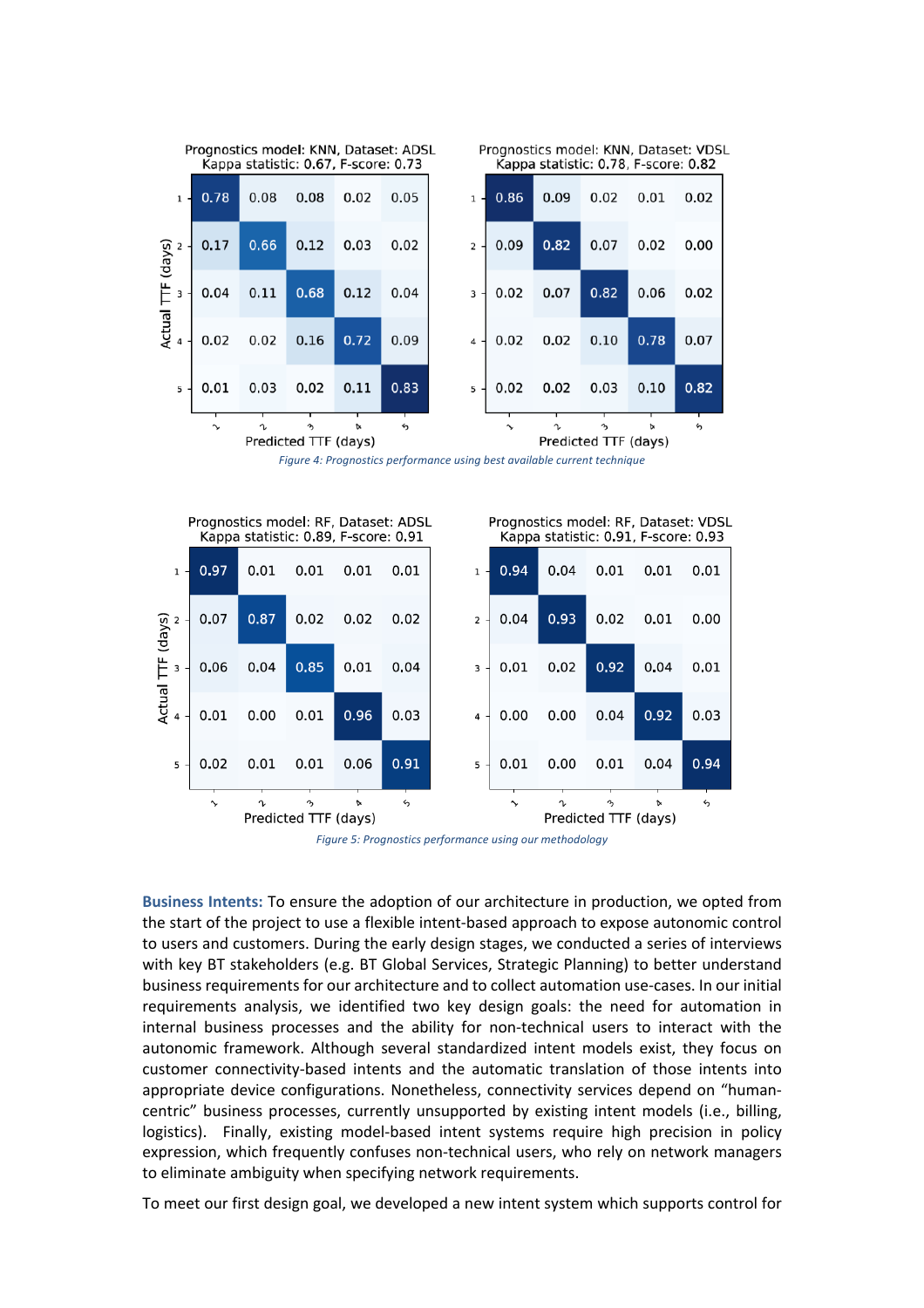Prognostics model: KNN, Dataset: ADSL
Kappa statistic: 0.67, F-score: 0.73

| Actual TTF (days) \ Predicted TTF (days) | 1 | 2 | 3 | 4 | 5 |
|---|---|---|---|---|---|
| 1 | 0.78 | 0.08 | 0.08 | 0.02 | 0.05 |
| 2 | 0.17 | 0.66 | 0.12 | 0.03 | 0.02 |
| 3 | 0.04 | 0.11 | 0.68 | 0.12 | 0.04 |
| 4 | 0.02 | 0.02 | 0.16 | 0.72 | 0.09 |
| 5 | 0.01 | 0.03 | 0.02 | 0.11 | 0.83 |

Prognostics model: KNN, Dataset: VDSL
Kappa statistic: 0.78, F-score: 0.82

| Actual TTF (days) \ Predicted TTF (days) | 1 | 2 | 3 | 4 | 5 |
|---|---|---|---|---|---|
| 1 | 0.86 | 0.09 | 0.02 | 0.01 | 0.02 |
| 2 | 0.09 | 0.82 | 0.07 | 0.02 | 0.00 |
| 3 | 0.02 | 0.07 | 0.82 | 0.06 | 0.02 |
| 4 | 0.02 | 0.02 | 0.10 | 0.78 | 0.07 |
| 5 | 0.02 | 0.02 | 0.03 | 0.10 | 0.82 |

*Figure 4: Prognostics performance using best available current technique*

Prognostics model: RF, Dataset: ADSL
Kappa statistic: 0.89, F-score: 0.91

| Actual TTF (days) \ Predicted TTF (days) | 1 | 2 | 3 | 4 | 5 |
|---|---|---|---|---|---|
| 1 | 0.97 | 0.01 | 0.01 | 0.01 | 0.01 |
| 2 | 0.07 | 0.87 | 0.02 | 0.02 | 0.02 |
| 3 | 0.06 | 0.04 | 0.85 | 0.01 | 0.04 |
| 4 | 0.01 | 0.00 | 0.01 | 0.96 | 0.03 |
| 5 | 0.02 | 0.01 | 0.01 | 0.06 | 0.91 |

Prognostics model: RF, Dataset: VDSL
Kappa statistic: 0.91, F-score: 0.93

| Actual TTF (days) \ Predicted TTF (days) | 1 | 2 | 3 | 4 | 5 |
|---|---|---|---|---|---|
| 1 | 0.94 | 0.04 | 0.01 | 0.01 | 0.01 |
| 2 | 0.04 | 0.93 | 0.02 | 0.01 | 0.00 |
| 3 | 0.01 | 0.02 | 0.92 | 0.04 | 0.01 |
| 4 | 0.00 | 0.00 | 0.04 | 0.92 | 0.03 |
| 5 | 0.01 | 0.00 | 0.01 | 0.04 | 0.94 |

*Figure 5: Prognostics performance using our methodology*

**Business Intents:** To ensure the adoption of our architecture in production, we opted from the start of the project to use a flexible intent-based approach to expose autonomic control to users and customers. During the early design stages, we conducted a series of interviews with key BT stakeholders (e.g. BT Global Services, Strategic Planning) to better understand business requirements for our architecture and to collect automation use-cases. In our initial requirements analysis, we identified two key design goals: the need for automation in internal business processes and the ability for non-technical users to interact with the autonomic framework. Although several standardized intent models exist, they focus on customer connectivity-based intents and the automatic translation of those intents into appropriate device configurations. Nonetheless, connectivity services depend on "human-centric" business processes, currently unsupported by existing intent models (i.e., billing, logistics). Finally, existing model-based intent systems require high precision in policy expression, which frequently confuses non-technical users, who rely on network managers to eliminate ambiguity when specifying network requirements.

To meet our first design goal, we developed a new intent system which supports control for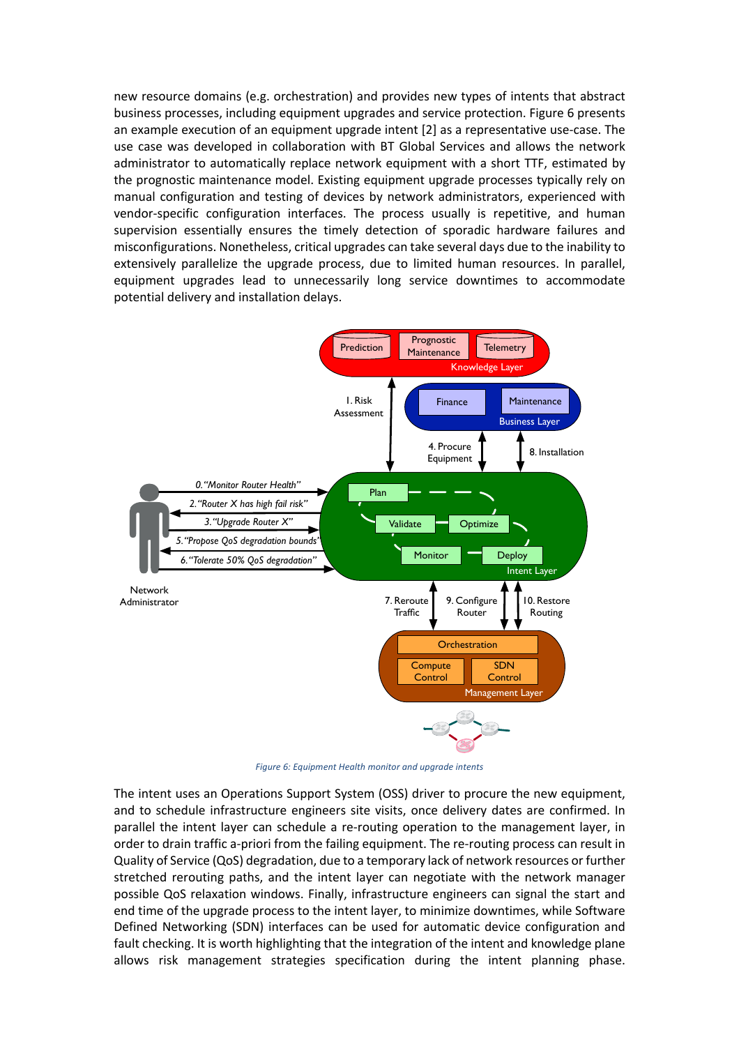new resource domains (e.g. orchestration) and provides new types of intents that abstract business processes, including equipment upgrades and service protection. Figure 6 presents an example execution of an equipment upgrade intent [2] as a representative use-case. The use case was developed in collaboration with BT Global Services and allows the network administrator to automatically replace network equipment with a short TTF, estimated by the prognostic maintenance model. Existing equipment upgrade processes typically rely on manual configuration and testing of devices by network administrators, experienced with vendor-specific configuration interfaces. The process usually is repetitive, and human supervision essentially ensures the timely detection of sporadic hardware failures and misconfigurations. Nonetheless, critical upgrades can take several days due to the inability to extensively parallelize the upgrade process, due to limited human resources. In parallel, equipment upgrades lead to unnecessarily long service downtimes to accommodate potential delivery and installation delays.

*Figure 6: Equipment Health monitor and upgrade intents*

The intent uses an Operations Support System (OSS) driver to procure the new equipment, and to schedule infrastructure engineers site visits, once delivery dates are confirmed. In parallel the intent layer can schedule a re-routing operation to the management layer, in order to drain traffic a-priori from the failing equipment. The re-routing process can result in Quality of Service (QoS) degradation, due to a temporary lack of network resources or further stretched rerouting paths, and the intent layer can negotiate with the network manager possible QoS relaxation windows. Finally, infrastructure engineers can signal the start and end time of the upgrade process to the intent layer, to minimize downtimes, while Software Defined Networking (SDN) interfaces can be used for automatic device configuration and fault checking. It is worth highlighting that the integration of the intent and knowledge plane allows risk management strategies specification during the intent planning phase.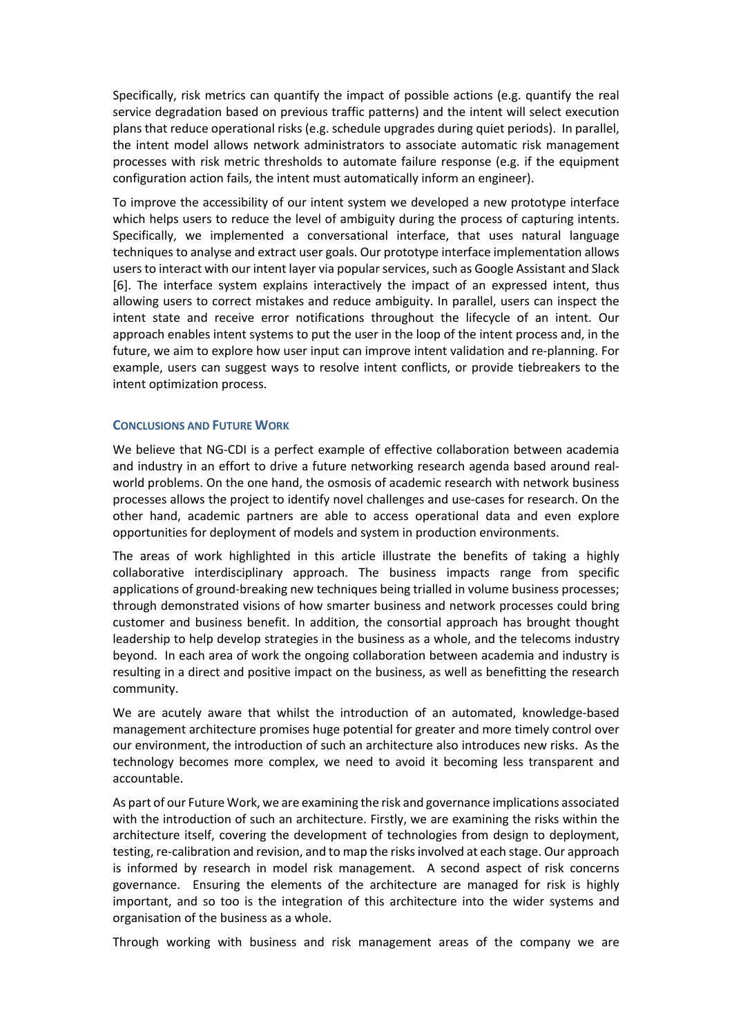Specifically, risk metrics can quantify the impact of possible actions (e.g. quantify the real service degradation based on previous traffic patterns) and the intent will select execution plans that reduce operational risks (e.g. schedule upgrades during quiet periods). In parallel, the intent model allows network administrators to associate automatic risk management processes with risk metric thresholds to automate failure response (e.g. if the equipment configuration action fails, the intent must automatically inform an engineer).

To improve the accessibility of our intent system we developed a new prototype interface which helps users to reduce the level of ambiguity during the process of capturing intents. Specifically, we implemented a conversational interface, that uses natural language techniques to analyse and extract user goals. Our prototype interface implementation allows users to interact with our intent layer via popular services, such as Google Assistant and Slack [6]. The interface system explains interactively the impact of an expressed intent, thus allowing users to correct mistakes and reduce ambiguity. In parallel, users can inspect the intent state and receive error notifications throughout the lifecycle of an intent. Our approach enables intent systems to put the user in the loop of the intent process and, in the future, we aim to explore how user input can improve intent validation and re-planning. For example, users can suggest ways to resolve intent conflicts, or provide tiebreakers to the intent optimization process.

## Conclusions and Future Work

We believe that NG-CDI is a perfect example of effective collaboration between academia and industry in an effort to drive a future networking research agenda based around real-world problems. On the one hand, the osmosis of academic research with network business processes allows the project to identify novel challenges and use-cases for research. On the other hand, academic partners are able to access operational data and even explore opportunities for deployment of models and system in production environments.

The areas of work highlighted in this article illustrate the benefits of taking a highly collaborative interdisciplinary approach. The business impacts range from specific applications of ground-breaking new techniques being trialled in volume business processes; through demonstrated visions of how smarter business and network processes could bring customer and business benefit. In addition, the consortial approach has brought thought leadership to help develop strategies in the business as a whole, and the telecoms industry beyond. In each area of work the ongoing collaboration between academia and industry is resulting in a direct and positive impact on the business, as well as benefitting the research community.

We are acutely aware that whilst the introduction of an automated, knowledge-based management architecture promises huge potential for greater and more timely control over our environment, the introduction of such an architecture also introduces new risks. As the technology becomes more complex, we need to avoid it becoming less transparent and accountable.

As part of our Future Work, we are examining the risk and governance implications associated with the introduction of such an architecture. Firstly, we are examining the risks within the architecture itself, covering the development of technologies from design to deployment, testing, re-calibration and revision, and to map the risks involved at each stage. Our approach is informed by research in model risk management. A second aspect of risk concerns governance. Ensuring the elements of the architecture are managed for risk is highly important, and so too is the integration of this architecture into the wider systems and organisation of the business as a whole.

Through working with business and risk management areas of the company we are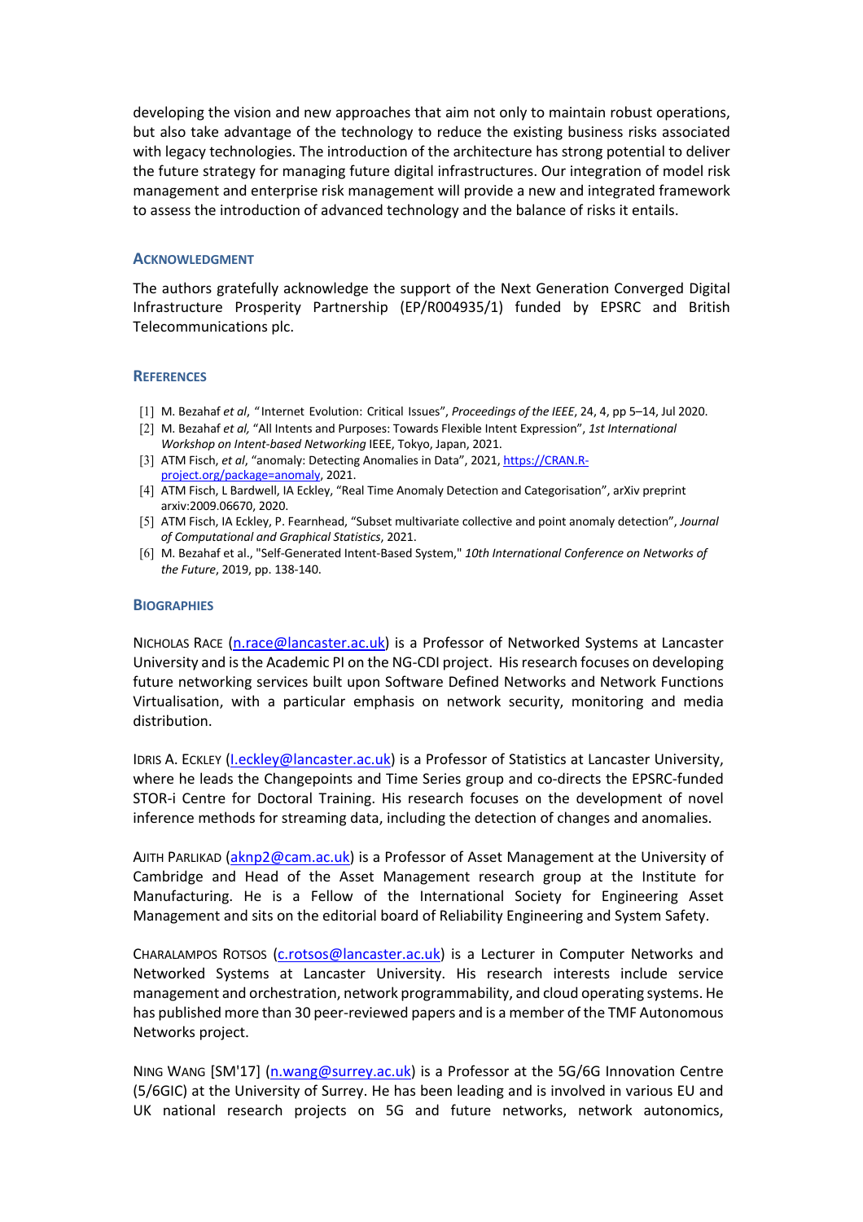developing the vision and new approaches that aim not only to maintain robust operations, but also take advantage of the technology to reduce the existing business risks associated with legacy technologies. The introduction of the architecture has strong potential to deliver the future strategy for managing future digital infrastructures. Our integration of model risk management and enterprise risk management will provide a new and integrated framework to assess the introduction of advanced technology and the balance of risks it entails.

## ACKNOWLEDGMENT

The authors gratefully acknowledge the support of the Next Generation Converged Digital Infrastructure Prosperity Partnership (EP/R004935/1) funded by EPSRC and British Telecommunications plc.

## REFERENCES

[1] M. Bezahaf *et al*, " Internet Evolution: Critical Issues", *Proceedings of the IEEE*, 24, 4, pp 5–14, Jul 2020.

[2] M. Bezahaf *et al,* "All Intents and Purposes: Towards Flexible Intent Expression", *1st International Workshop on Intent-based Networking* IEEE, Tokyo, Japan, 2021.

[3] ATM Fisch, *et al*, "anomaly: Detecting Anomalies in Data", 2021, https://CRAN.R-project.org/package=anomaly, 2021.

[4] ATM Fisch, L Bardwell, IA Eckley, "Real Time Anomaly Detection and Categorisation", arXiv preprint arxiv:2009.06670, 2020.

[5] ATM Fisch, IA Eckley, P. Fearnhead, "Subset multivariate collective and point anomaly detection", *Journal of Computational and Graphical Statistics*, 2021.

[6] M. Bezahaf et al., "Self-Generated Intent-Based System," *10th International Conference on Networks of the Future*, 2019, pp. 138-140.

## BIOGRAPHIES

NICHOLAS RACE (n.race@lancaster.ac.uk) is a Professor of Networked Systems at Lancaster University and is the Academic PI on the NG-CDI project. His research focuses on developing future networking services built upon Software Defined Networks and Network Functions Virtualisation, with a particular emphasis on network security, monitoring and media distribution.

IDRIS A. ECKLEY (I.eckley@lancaster.ac.uk) is a Professor of Statistics at Lancaster University, where he leads the Changepoints and Time Series group and co-directs the EPSRC-funded STOR-i Centre for Doctoral Training. His research focuses on the development of novel inference methods for streaming data, including the detection of changes and anomalies.

AJITH PARLIKAD (aknp2@cam.ac.uk) is a Professor of Asset Management at the University of Cambridge and Head of the Asset Management research group at the Institute for Manufacturing. He is a Fellow of the International Society for Engineering Asset Management and sits on the editorial board of Reliability Engineering and System Safety.

CHARALAMPOS ROTSOS (c.rotsos@lancaster.ac.uk) is a Lecturer in Computer Networks and Networked Systems at Lancaster University. His research interests include service management and orchestration, network programmability, and cloud operating systems. He has published more than 30 peer-reviewed papers and is a member of the TMF Autonomous Networks project.

NING WANG [SM'17] (n.wang@surrey.ac.uk) is a Professor at the 5G/6G Innovation Centre (5/6GIC) at the University of Surrey. He has been leading and is involved in various EU and UK national research projects on 5G and future networks, network autonomics,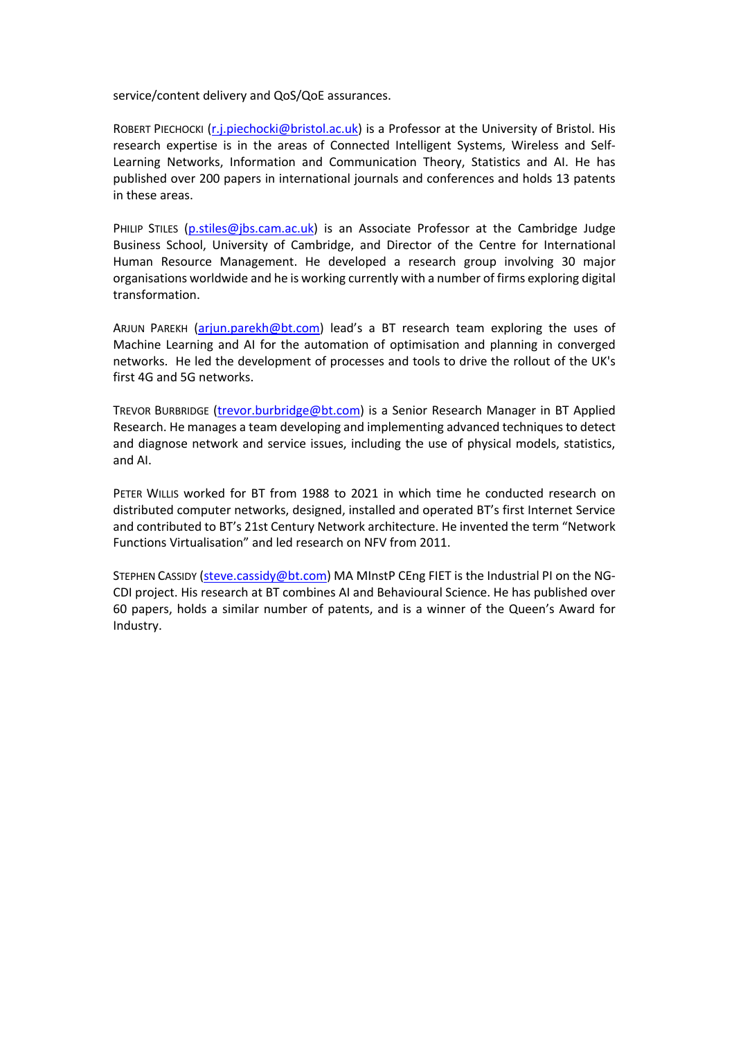service/content delivery and QoS/QoE assurances.

ROBERT PIECHOCKI (r.j.piechocki@bristol.ac.uk) is a Professor at the University of Bristol. His research expertise is in the areas of Connected Intelligent Systems, Wireless and Self-Learning Networks, Information and Communication Theory, Statistics and AI. He has published over 200 papers in international journals and conferences and holds 13 patents in these areas.

PHILIP STILES (p.stiles@jbs.cam.ac.uk) is an Associate Professor at the Cambridge Judge Business School, University of Cambridge, and Director of the Centre for International Human Resource Management. He developed a research group involving 30 major organisations worldwide and he is working currently with a number of firms exploring digital transformation.

ARJUN PAREKH (arjun.parekh@bt.com) lead's a BT research team exploring the uses of Machine Learning and AI for the automation of optimisation and planning in converged networks. He led the development of processes and tools to drive the rollout of the UK's first 4G and 5G networks.

TREVOR BURBRIDGE (trevor.burbridge@bt.com) is a Senior Research Manager in BT Applied Research. He manages a team developing and implementing advanced techniques to detect and diagnose network and service issues, including the use of physical models, statistics, and AI.

PETER WILLIS worked for BT from 1988 to 2021 in which time he conducted research on distributed computer networks, designed, installed and operated BT's first Internet Service and contributed to BT's 21st Century Network architecture. He invented the term "Network Functions Virtualisation" and led research on NFV from 2011.

STEPHEN CASSIDY (steve.cassidy@bt.com) MA MInstP CEng FIET is the Industrial PI on the NG-CDI project. His research at BT combines AI and Behavioural Science. He has published over 60 papers, holds a similar number of patents, and is a winner of the Queen's Award for Industry.